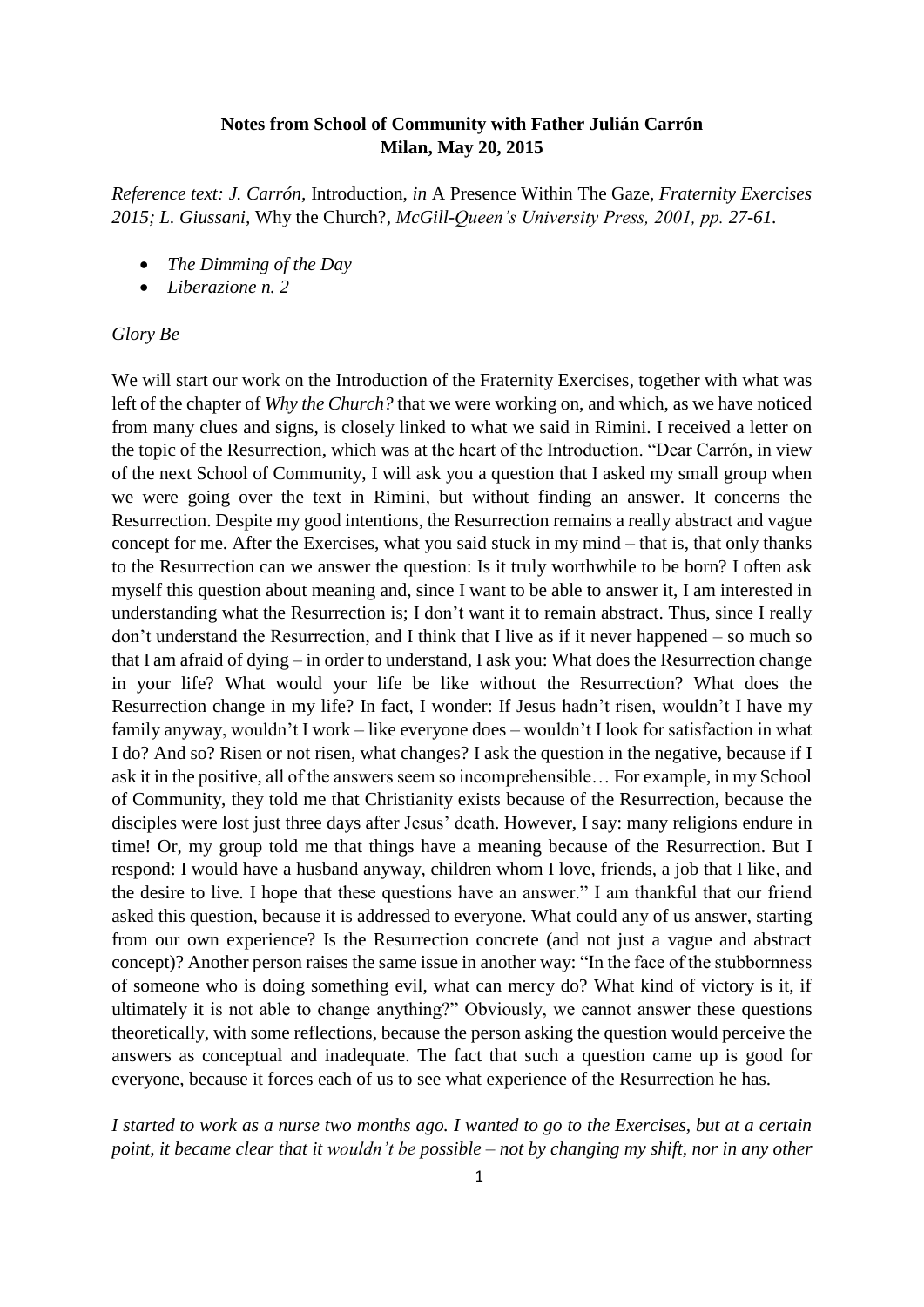**Notes from School of Community with Father Julián Carrón**
**Milan, May 20, 2015**

*Reference text: J. Carrón,* Introduction, *in* A Presence Within The Gaze, *Fraternity Exercises 2015; L. Giussani,* Why the Church?, *McGill-Queen's University Press, 2001, pp. 27-61.*

- *The Dimming of the Day*
- *Liberazione n. 2*

*Glory Be*

We will start our work on the Introduction of the Fraternity Exercises, together with what was left of the chapter of *Why the Church?* that we were working on, and which, as we have noticed from many clues and signs, is closely linked to what we said in Rimini. I received a letter on the topic of the Resurrection, which was at the heart of the Introduction. "Dear Carrón, in view of the next School of Community, I will ask you a question that I asked my small group when we were going over the text in Rimini, but without finding an answer. It concerns the Resurrection. Despite my good intentions, the Resurrection remains a really abstract and vague concept for me. After the Exercises, what you said stuck in my mind – that is, that only thanks to the Resurrection can we answer the question: Is it truly worthwhile to be born? I often ask myself this question about meaning and, since I want to be able to answer it, I am interested in understanding what the Resurrection is; I don't want it to remain abstract. Thus, since I really don't understand the Resurrection, and I think that I live as if it never happened – so much so that I am afraid of dying – in order to understand, I ask you: What does the Resurrection change in your life? What would your life be like without the Resurrection? What does the Resurrection change in my life? In fact, I wonder: If Jesus hadn't risen, wouldn't I have my family anyway, wouldn't I work – like everyone does – wouldn't I look for satisfaction in what I do? And so? Risen or not risen, what changes? I ask the question in the negative, because if I ask it in the positive, all of the answers seem so incomprehensible… For example, in my School of Community, they told me that Christianity exists because of the Resurrection, because the disciples were lost just three days after Jesus' death. However, I say: many religions endure in time! Or, my group told me that things have a meaning because of the Resurrection. But I respond: I would have a husband anyway, children whom I love, friends, a job that I like, and the desire to live. I hope that these questions have an answer." I am thankful that our friend asked this question, because it is addressed to everyone. What could any of us answer, starting from our own experience? Is the Resurrection concrete (and not just a vague and abstract concept)? Another person raises the same issue in another way: "In the face of the stubbornness of someone who is doing something evil, what can mercy do? What kind of victory is it, if ultimately it is not able to change anything?" Obviously, we cannot answer these questions theoretically, with some reflections, because the person asking the question would perceive the answers as conceptual and inadequate. The fact that such a question came up is good for everyone, because it forces each of us to see what experience of the Resurrection he has.

*I started to work as a nurse two months ago. I wanted to go to the Exercises, but at a certain point, it became clear that it wouldn't be possible – not by changing my shift, nor in any other*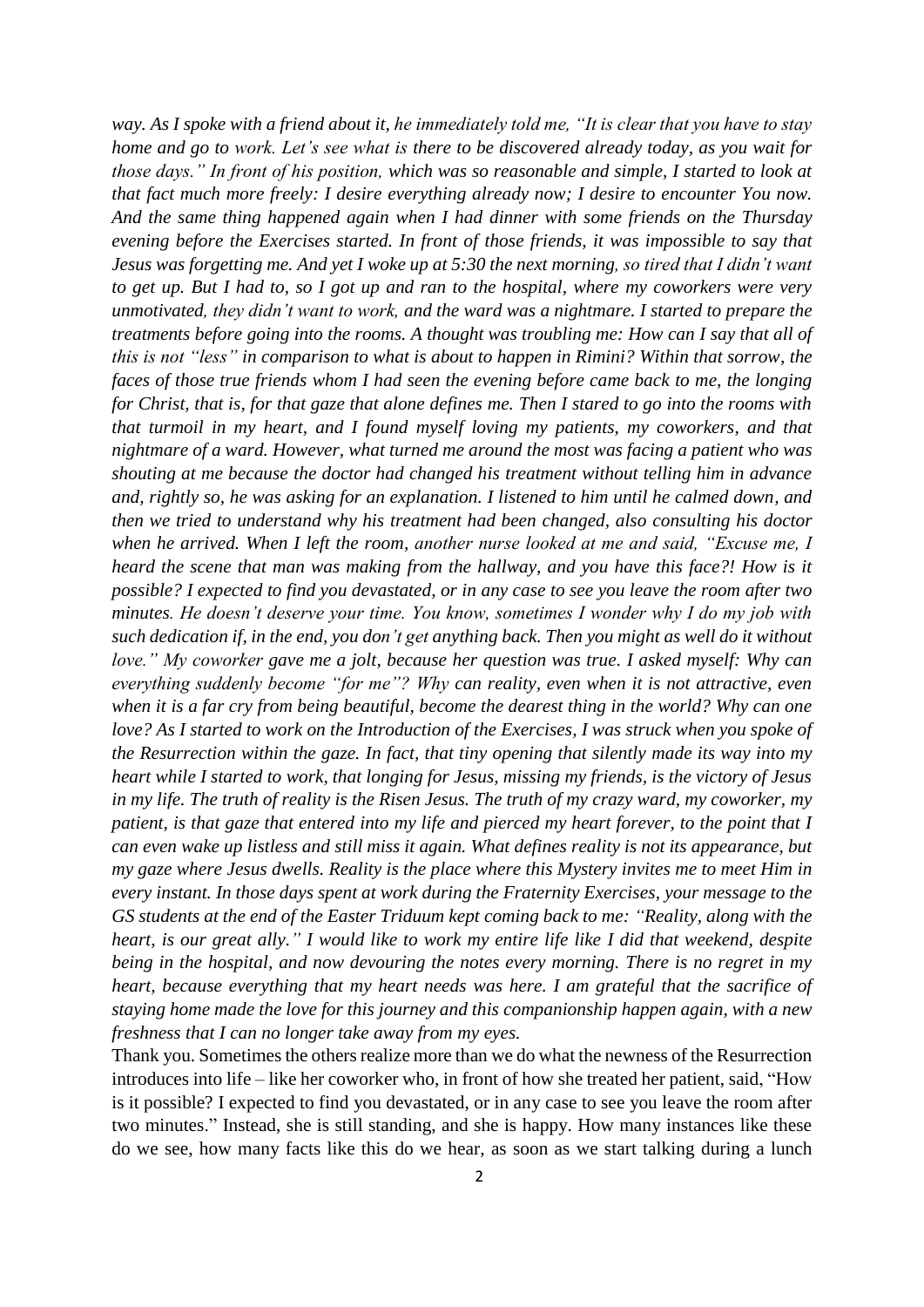*way. As I spoke with a friend about it, he immediately told me, "It is clear that you have to stay home and go to work. Let's see what is there to be discovered already today, as you wait for those days." In front of his position, which was so reasonable and simple, I started to look at that fact much more freely: I desire everything already now; I desire to encounter You now. And the same thing happened again when I had dinner with some friends on the Thursday evening before the Exercises started. In front of those friends, it was impossible to say that Jesus was forgetting me. And yet I woke up at 5:30 the next morning, so tired that I didn't want to get up. But I had to, so I got up and ran to the hospital, where my coworkers were very unmotivated, they didn't want to work, and the ward was a nightmare. I started to prepare the treatments before going into the rooms. A thought was troubling me: How can I say that all of this is not "less" in comparison to what is about to happen in Rimini? Within that sorrow, the faces of those true friends whom I had seen the evening before came back to me, the longing for Christ, that is, for that gaze that alone defines me. Then I stared to go into the rooms with that turmoil in my heart, and I found myself loving my patients, my coworkers, and that nightmare of a ward. However, what turned me around the most was facing a patient who was shouting at me because the doctor had changed his treatment without telling him in advance and, rightly so, he was asking for an explanation. I listened to him until he calmed down, and then we tried to understand why his treatment had been changed, also consulting his doctor when he arrived. When I left the room, another nurse looked at me and said, "Excuse me, I heard the scene that man was making from the hallway, and you have this face?! How is it possible? I expected to find you devastated, or in any case to see you leave the room after two minutes. He doesn't deserve your time. You know, sometimes I wonder why I do my job with such dedication if, in the end, you don't get anything back. Then you might as well do it without love." My coworker gave me a jolt, because her question was true. I asked myself: Why can everything suddenly become "for me"? Why can reality, even when it is not attractive, even when it is a far cry from being beautiful, become the dearest thing in the world? Why can one love? As I started to work on the Introduction of the Exercises, I was struck when you spoke of the Resurrection within the gaze. In fact, that tiny opening that silently made its way into my heart while I started to work, that longing for Jesus, missing my friends, is the victory of Jesus in my life. The truth of reality is the Risen Jesus. The truth of my crazy ward, my coworker, my patient, is that gaze that entered into my life and pierced my heart forever, to the point that I can even wake up listless and still miss it again. What defines reality is not its appearance, but my gaze where Jesus dwells. Reality is the place where this Mystery invites me to meet Him in every instant. In those days spent at work during the Fraternity Exercises, your message to the GS students at the end of the Easter Triduum kept coming back to me: "Reality, along with the heart, is our great ally." I would like to work my entire life like I did that weekend, despite being in the hospital, and now devouring the notes every morning. There is no regret in my heart, because everything that my heart needs was here. I am grateful that the sacrifice of staying home made the love for this journey and this companionship happen again, with a new freshness that I can no longer take away from my eyes.*

Thank you. Sometimes the others realize more than we do what the newness of the Resurrection introduces into life – like her coworker who, in front of how she treated her patient, said, "How is it possible? I expected to find you devastated, or in any case to see you leave the room after two minutes." Instead, she is still standing, and she is happy. How many instances like these do we see, how many facts like this do we hear, as soon as we start talking during a lunch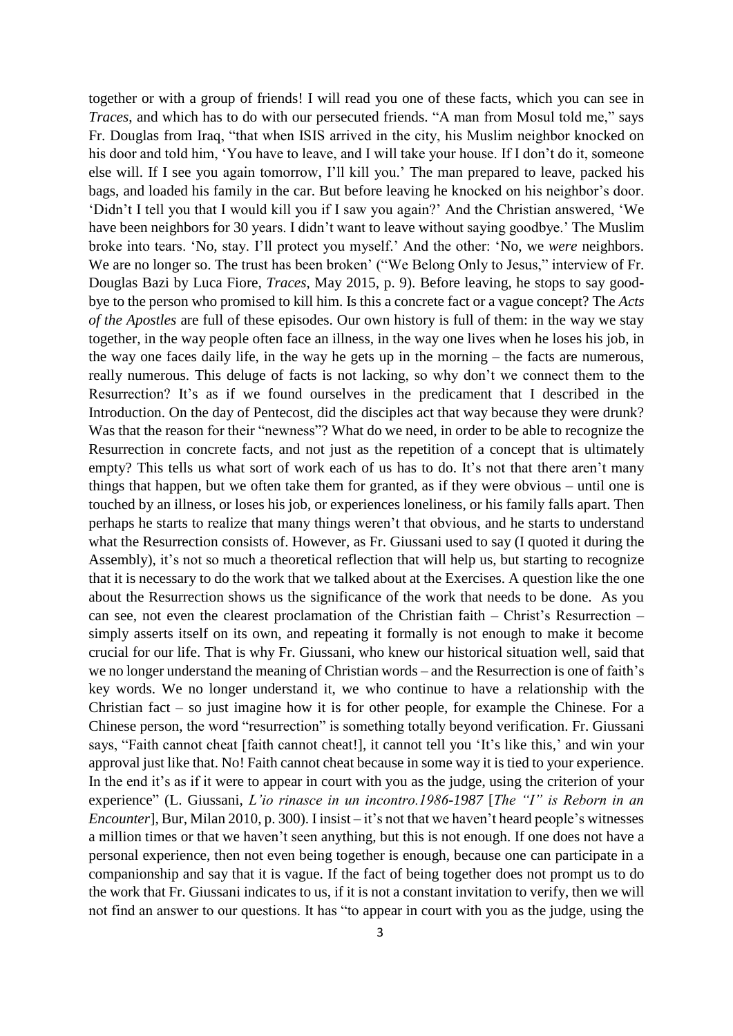together or with a group of friends! I will read you one of these facts, which you can see in *Traces*, and which has to do with our persecuted friends. "A man from Mosul told me," says Fr. Douglas from Iraq, "that when ISIS arrived in the city, his Muslim neighbor knocked on his door and told him, 'You have to leave, and I will take your house. If I don't do it, someone else will. If I see you again tomorrow, I'll kill you.' The man prepared to leave, packed his bags, and loaded his family in the car. But before leaving he knocked on his neighbor's door. 'Didn't I tell you that I would kill you if I saw you again?' And the Christian answered, 'We have been neighbors for 30 years. I didn't want to leave without saying goodbye.' The Muslim broke into tears. 'No, stay. I'll protect you myself.' And the other: 'No, we *were* neighbors. We are no longer so. The trust has been broken' ("We Belong Only to Jesus," interview of Fr. Douglas Bazi by Luca Fiore, *Traces*, May 2015, p. 9). Before leaving, he stops to say good-bye to the person who promised to kill him. Is this a concrete fact or a vague concept? The *Acts of the Apostles* are full of these episodes. Our own history is full of them: in the way we stay together, in the way people often face an illness, in the way one lives when he loses his job, in the way one faces daily life, in the way he gets up in the morning – the facts are numerous, really numerous. This deluge of facts is not lacking, so why don't we connect them to the Resurrection? It's as if we found ourselves in the predicament that I described in the Introduction. On the day of Pentecost, did the disciples act that way because they were drunk? Was that the reason for their "newness"? What do we need, in order to be able to recognize the Resurrection in concrete facts, and not just as the repetition of a concept that is ultimately empty? This tells us what sort of work each of us has to do. It's not that there aren't many things that happen, but we often take them for granted, as if they were obvious – until one is touched by an illness, or loses his job, or experiences loneliness, or his family falls apart. Then perhaps he starts to realize that many things weren't that obvious, and he starts to understand what the Resurrection consists of. However, as Fr. Giussani used to say (I quoted it during the Assembly), it's not so much a theoretical reflection that will help us, but starting to recognize that it is necessary to do the work that we talked about at the Exercises. A question like the one about the Resurrection shows us the significance of the work that needs to be done. As you can see, not even the clearest proclamation of the Christian faith – Christ's Resurrection – simply asserts itself on its own, and repeating it formally is not enough to make it become crucial for our life. That is why Fr. Giussani, who knew our historical situation well, said that we no longer understand the meaning of Christian words – and the Resurrection is one of faith's key words. We no longer understand it, we who continue to have a relationship with the Christian fact – so just imagine how it is for other people, for example the Chinese. For a Chinese person, the word "resurrection" is something totally beyond verification. Fr. Giussani says, "Faith cannot cheat [faith cannot cheat!], it cannot tell you 'It's like this,' and win your approval just like that. No! Faith cannot cheat because in some way it is tied to your experience. In the end it's as if it were to appear in court with you as the judge, using the criterion of your experience" (L. Giussani, *L'io rinasce in un incontro.1986-1987* [*The "I" is Reborn in an Encounter*], Bur, Milan 2010, p. 300). I insist – it's not that we haven't heard people's witnesses a million times or that we haven't seen anything, but this is not enough. If one does not have a personal experience, then not even being together is enough, because one can participate in a companionship and say that it is vague. If the fact of being together does not prompt us to do the work that Fr. Giussani indicates to us, if it is not a constant invitation to verify, then we will not find an answer to our questions. It has "to appear in court with you as the judge, using the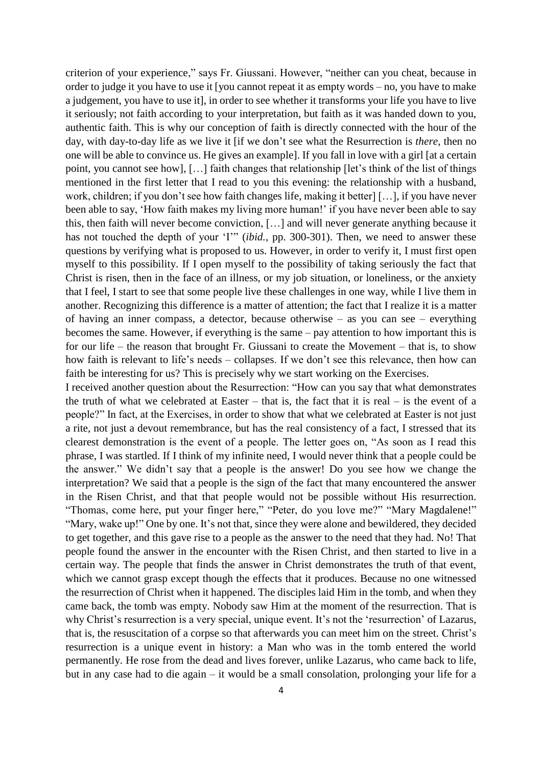criterion of your experience," says Fr. Giussani. However, "neither can you cheat, because in order to judge it you have to use it [you cannot repeat it as empty words – no, you have to make a judgement, you have to use it], in order to see whether it transforms your life you have to live it seriously; not faith according to your interpretation, but faith as it was handed down to you, authentic faith. This is why our conception of faith is directly connected with the hour of the day, with day-to-day life as we live it [if we don't see what the Resurrection is *there*, then no one will be able to convince us. He gives an example]. If you fall in love with a girl [at a certain point, you cannot see how], […] faith changes that relationship [let's think of the list of things mentioned in the first letter that I read to you this evening: the relationship with a husband, work, children; if you don't see how faith changes life, making it better] […], if you have never been able to say, 'How faith makes my living more human!' if you have never been able to say this, then faith will never become conviction, […] and will never generate anything because it has not touched the depth of your 'I'" (*ibid.*, pp. 300-301). Then, we need to answer these questions by verifying what is proposed to us. However, in order to verify it, I must first open myself to this possibility. If I open myself to the possibility of taking seriously the fact that Christ is risen, then in the face of an illness, or my job situation, or loneliness, or the anxiety that I feel, I start to see that some people live these challenges in one way, while I live them in another. Recognizing this difference is a matter of attention; the fact that I realize it is a matter of having an inner compass, a detector, because otherwise – as you can see – everything becomes the same. However, if everything is the same – pay attention to how important this is for our life – the reason that brought Fr. Giussani to create the Movement – that is, to show how faith is relevant to life's needs – collapses. If we don't see this relevance, then how can faith be interesting for us? This is precisely why we start working on the Exercises.

I received another question about the Resurrection: "How can you say that what demonstrates the truth of what we celebrated at Easter – that is, the fact that it is real – is the event of a people?" In fact, at the Exercises, in order to show that what we celebrated at Easter is not just a rite, not just a devout remembrance, but has the real consistency of a fact, I stressed that its clearest demonstration is the event of a people. The letter goes on, "As soon as I read this phrase, I was startled. If I think of my infinite need, I would never think that a people could be the answer." We didn't say that a people is the answer! Do you see how we change the interpretation? We said that a people is the sign of the fact that many encountered the answer in the Risen Christ, and that that people would not be possible without His resurrection. "Thomas, come here, put your finger here," "Peter, do you love me?" "Mary Magdalene!" "Mary, wake up!" One by one. It's not that, since they were alone and bewildered, they decided to get together, and this gave rise to a people as the answer to the need that they had. No! That people found the answer in the encounter with the Risen Christ, and then started to live in a certain way. The people that finds the answer in Christ demonstrates the truth of that event, which we cannot grasp except though the effects that it produces. Because no one witnessed the resurrection of Christ when it happened. The disciples laid Him in the tomb, and when they came back, the tomb was empty. Nobody saw Him at the moment of the resurrection. That is why Christ's resurrection is a very special, unique event. It's not the 'resurrection' of Lazarus, that is, the resuscitation of a corpse so that afterwards you can meet him on the street. Christ's resurrection is a unique event in history: a Man who was in the tomb entered the world permanently. He rose from the dead and lives forever, unlike Lazarus, who came back to life, but in any case had to die again – it would be a small consolation, prolonging your life for a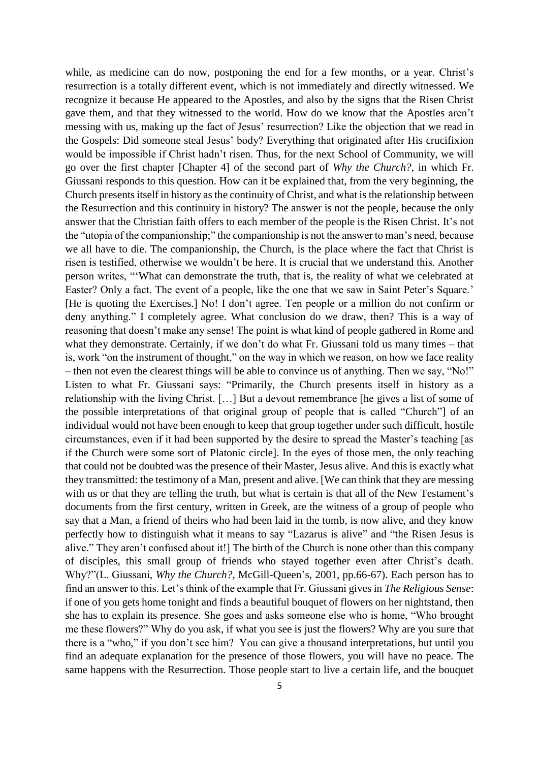while, as medicine can do now, postponing the end for a few months, or a year. Christ's resurrection is a totally different event, which is not immediately and directly witnessed. We recognize it because He appeared to the Apostles, and also by the signs that the Risen Christ gave them, and that they witnessed to the world. How do we know that the Apostles aren't messing with us, making up the fact of Jesus' resurrection? Like the objection that we read in the Gospels: Did someone steal Jesus' body? Everything that originated after His crucifixion would be impossible if Christ hadn't risen. Thus, for the next School of Community, we will go over the first chapter [Chapter 4] of the second part of *Why the Church?*, in which Fr. Giussani responds to this question. How can it be explained that, from the very beginning, the Church presents itself in history as the continuity of Christ, and what is the relationship between the Resurrection and this continuity in history? The answer is not the people, because the only answer that the Christian faith offers to each member of the people is the Risen Christ. It's not the "utopia of the companionship;" the companionship is not the answer to man's need, because we all have to die. The companionship, the Church, is the place where the fact that Christ is risen is testified, otherwise we wouldn't be here. It is crucial that we understand this. Another person writes, "'What can demonstrate the truth, that is, the reality of what we celebrated at Easter? Only a fact. The event of a people, like the one that we saw in Saint Peter's Square.' [He is quoting the Exercises.] No! I don't agree. Ten people or a million do not confirm or deny anything." I completely agree. What conclusion do we draw, then? This is a way of reasoning that doesn't make any sense! The point is what kind of people gathered in Rome and what they demonstrate. Certainly, if we don't do what Fr. Giussani told us many times – that is, work "on the instrument of thought," on the way in which we reason, on how we face reality – then not even the clearest things will be able to convince us of anything. Then we say, "No!" Listen to what Fr. Giussani says: "Primarily, the Church presents itself in history as a relationship with the living Christ. […] But a devout remembrance [he gives a list of some of the possible interpretations of that original group of people that is called "Church"] of an individual would not have been enough to keep that group together under such difficult, hostile circumstances, even if it had been supported by the desire to spread the Master's teaching [as if the Church were some sort of Platonic circle]. In the eyes of those men, the only teaching that could not be doubted was the presence of their Master, Jesus alive. And this is exactly what they transmitted: the testimony of a Man, present and alive. [We can think that they are messing with us or that they are telling the truth, but what is certain is that all of the New Testament's documents from the first century, written in Greek, are the witness of a group of people who say that a Man, a friend of theirs who had been laid in the tomb, is now alive, and they know perfectly how to distinguish what it means to say "Lazarus is alive" and "the Risen Jesus is alive." They aren't confused about it!] The birth of the Church is none other than this company of disciples, this small group of friends who stayed together even after Christ's death. Why?"(L. Giussani, *Why the Church?*, McGill-Queen's, 2001, pp.66-67). Each person has to find an answer to this. Let's think of the example that Fr. Giussani gives in *The Religious Sense*: if one of you gets home tonight and finds a beautiful bouquet of flowers on her nightstand, then she has to explain its presence. She goes and asks someone else who is home, "Who brought me these flowers?" Why do you ask, if what you see is just the flowers? Why are you sure that there is a "who," if you don't see him? You can give a thousand interpretations, but until you find an adequate explanation for the presence of those flowers, you will have no peace. The same happens with the Resurrection. Those people start to live a certain life, and the bouquet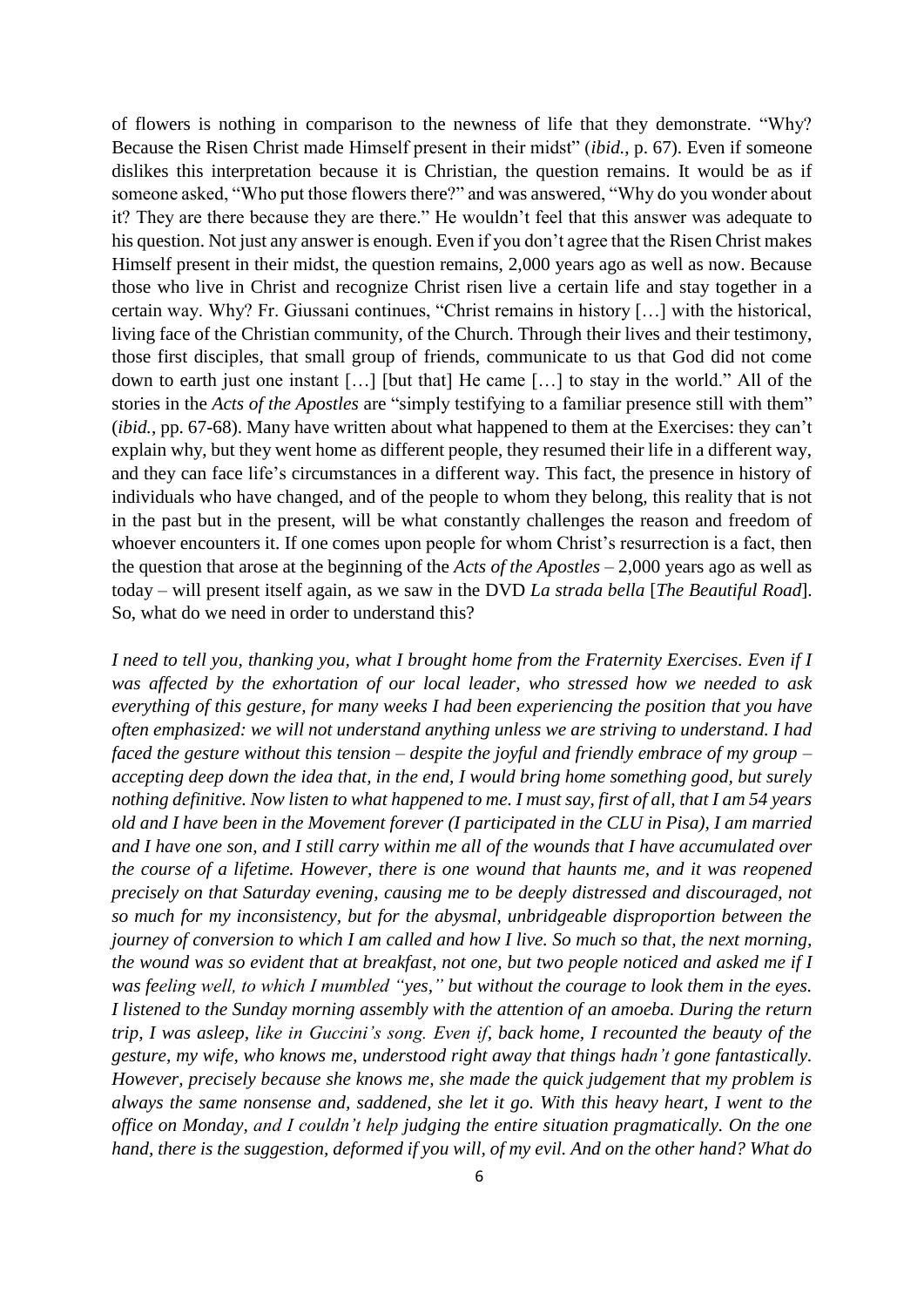of flowers is nothing in comparison to the newness of life that they demonstrate. "Why? Because the Risen Christ made Himself present in their midst" (*ibid.*, p. 67). Even if someone dislikes this interpretation because it is Christian, the question remains. It would be as if someone asked, "Who put those flowers there?" and was answered, "Why do you wonder about it? They are there because they are there." He wouldn't feel that this answer was adequate to his question. Not just any answer is enough. Even if you don't agree that the Risen Christ makes Himself present in their midst, the question remains, 2,000 years ago as well as now. Because those who live in Christ and recognize Christ risen live a certain life and stay together in a certain way. Why? Fr. Giussani continues, "Christ remains in history […] with the historical, living face of the Christian community, of the Church. Through their lives and their testimony, those first disciples, that small group of friends, communicate to us that God did not come down to earth just one instant […] [but that] He came […] to stay in the world." All of the stories in the *Acts of the Apostles* are "simply testifying to a familiar presence still with them" (*ibid.*, pp. 67-68). Many have written about what happened to them at the Exercises: they can't explain why, but they went home as different people, they resumed their life in a different way, and they can face life's circumstances in a different way. This fact, the presence in history of individuals who have changed, and of the people to whom they belong, this reality that is not in the past but in the present, will be what constantly challenges the reason and freedom of whoever encounters it. If one comes upon people for whom Christ's resurrection is a fact, then the question that arose at the beginning of the *Acts of the Apostles* – 2,000 years ago as well as today – will present itself again, as we saw in the DVD *La strada bella* [*The Beautiful Road*]. So, what do we need in order to understand this?

*I need to tell you, thanking you, what I brought home from the Fraternity Exercises. Even if I was affected by the exhortation of our local leader, who stressed how we needed to ask everything of this gesture, for many weeks I had been experiencing the position that you have often emphasized: we will not understand anything unless we are striving to understand. I had faced the gesture without this tension – despite the joyful and friendly embrace of my group – accepting deep down the idea that, in the end, I would bring home something good, but surely nothing definitive. Now listen to what happened to me. I must say, first of all, that I am 54 years old and I have been in the Movement forever (I participated in the CLU in Pisa), I am married and I have one son, and I still carry within me all of the wounds that I have accumulated over the course of a lifetime. However, there is one wound that haunts me, and it was reopened precisely on that Saturday evening, causing me to be deeply distressed and discouraged, not so much for my inconsistency, but for the abysmal, unbridgeable disproportion between the journey of conversion to which I am called and how I live. So much so that, the next morning, the wound was so evident that at breakfast, not one, but two people noticed and asked me if I was feeling well, to which I mumbled "yes," but without the courage to look them in the eyes. I listened to the Sunday morning assembly with the attention of an amoeba. During the return trip, I was asleep, like in Guccini's song. Even if, back home, I recounted the beauty of the gesture, my wife, who knows me, understood right away that things hadn't gone fantastically. However, precisely because she knows me, she made the quick judgement that my problem is always the same nonsense and, saddened, she let it go. With this heavy heart, I went to the office on Monday, and I couldn't help judging the entire situation pragmatically. On the one hand, there is the suggestion, deformed if you will, of my evil. And on the other hand? What do*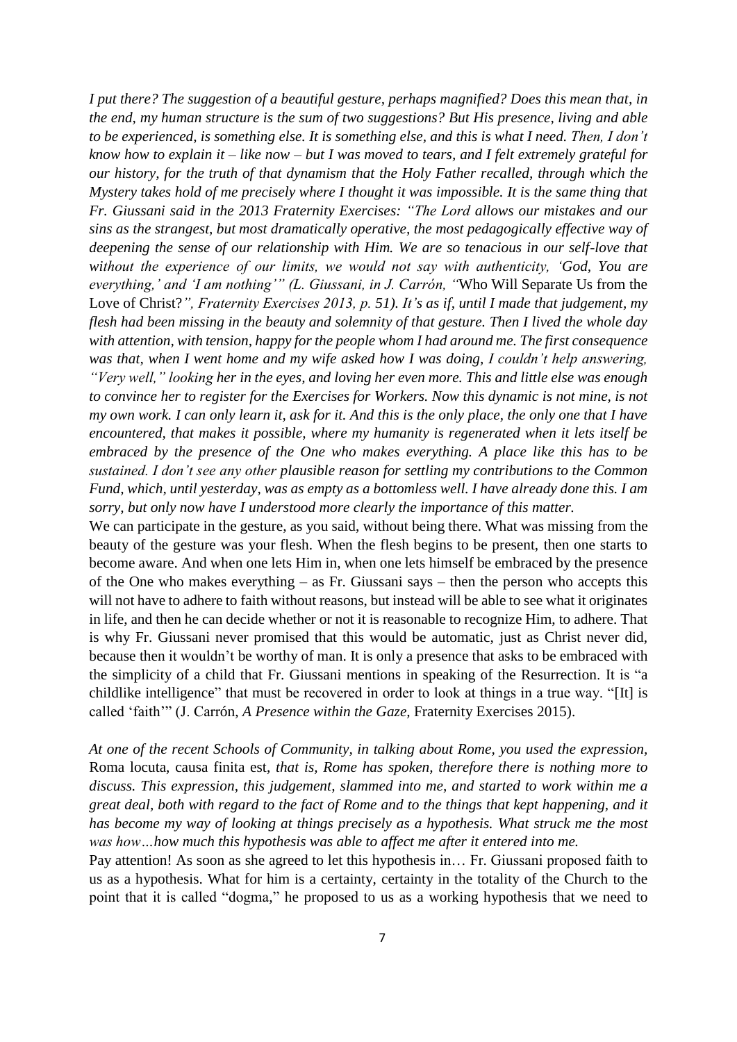*I put there? The suggestion of a beautiful gesture, perhaps magnified? Does this mean that, in the end, my human structure is the sum of two suggestions? But His presence, living and able to be experienced, is something else. It is something else, and this is what I need. Then, I don't know how to explain it – like now – but I was moved to tears, and I felt extremely grateful for our history, for the truth of that dynamism that the Holy Father recalled, through which the Mystery takes hold of me precisely where I thought it was impossible. It is the same thing that Fr. Giussani said in the 2013 Fraternity Exercises: "The Lord allows our mistakes and our sins as the strangest, but most dramatically operative, the most pedagogically effective way of deepening the sense of our relationship with Him. We are so tenacious in our self-love that without the experience of our limits, we would not say with authenticity, 'God, You are everything,' and 'I am nothing'" (L. Giussani, in J. Carrón, "*Who Will Separate Us from the Love of Christ?*", Fraternity Exercises 2013, p. 51). It's as if, until I made that judgement, my flesh had been missing in the beauty and solemnity of that gesture. Then I lived the whole day with attention, with tension, happy for the people whom I had around me. The first consequence was that, when I went home and my wife asked how I was doing, I couldn't help answering, "Very well," looking her in the eyes, and loving her even more. This and little else was enough to convince her to register for the Exercises for Workers. Now this dynamic is not mine, is not my own work. I can only learn it, ask for it. And this is the only place, the only one that I have encountered, that makes it possible, where my humanity is regenerated when it lets itself be embraced by the presence of the One who makes everything. A place like this has to be sustained. I don't see any other plausible reason for settling my contributions to the Common Fund, which, until yesterday, was as empty as a bottomless well. I have already done this. I am sorry, but only now have I understood more clearly the importance of this matter.*

We can participate in the gesture, as you said, without being there. What was missing from the beauty of the gesture was your flesh. When the flesh begins to be present, then one starts to become aware. And when one lets Him in, when one lets himself be embraced by the presence of the One who makes everything – as Fr. Giussani says – then the person who accepts this will not have to adhere to faith without reasons, but instead will be able to see what it originates in life, and then he can decide whether or not it is reasonable to recognize Him, to adhere. That is why Fr. Giussani never promised that this would be automatic, just as Christ never did, because then it wouldn't be worthy of man. It is only a presence that asks to be embraced with the simplicity of a child that Fr. Giussani mentions in speaking of the Resurrection. It is "a childlike intelligence" that must be recovered in order to look at things in a true way. "[It] is called 'faith'" (J. Carrón, *A Presence within the Gaze*, Fraternity Exercises 2015).

*At one of the recent Schools of Community, in talking about Rome, you used the expression,* Roma locuta, causa finita est, *that is, Rome has spoken, therefore there is nothing more to discuss. This expression, this judgement, slammed into me, and started to work within me a great deal, both with regard to the fact of Rome and to the things that kept happening, and it has become my way of looking at things precisely as a hypothesis. What struck me the most was how…how much this hypothesis was able to affect me after it entered into me.*

Pay attention! As soon as she agreed to let this hypothesis in… Fr. Giussani proposed faith to us as a hypothesis. What for him is a certainty, certainty in the totality of the Church to the point that it is called "dogma," he proposed to us as a working hypothesis that we need to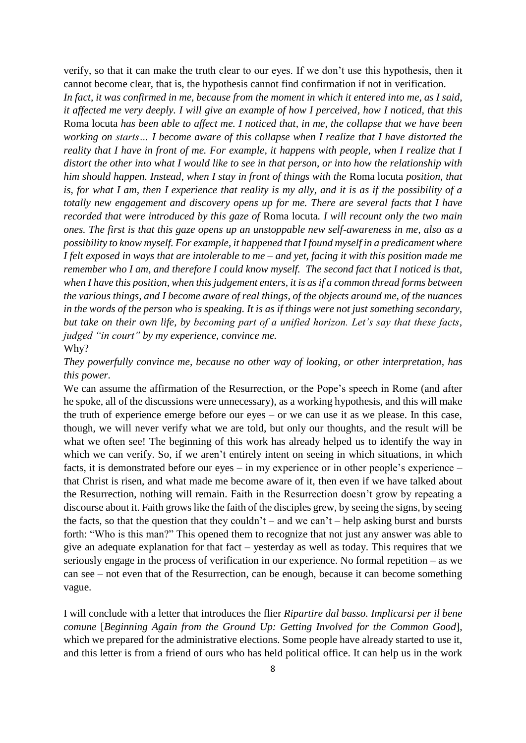verify, so that it can make the truth clear to our eyes. If we don't use this hypothesis, then it cannot become clear, that is, the hypothesis cannot find confirmation if not in verification.

*In fact, it was confirmed in me, because from the moment in which it entered into me, as I said, it affected me very deeply. I will give an example of how I perceived, how I noticed, that this* Roma locuta *has been able to affect me. I noticed that, in me, the collapse that we have been working on starts… I become aware of this collapse when I realize that I have distorted the reality that I have in front of me. For example, it happens with people, when I realize that I distort the other into what I would like to see in that person, or into how the relationship with him should happen. Instead, when I stay in front of things with the* Roma locuta *position, that is, for what I am, then I experience that reality is my ally, and it is as if the possibility of a totally new engagement and discovery opens up for me. There are several facts that I have recorded that were introduced by this gaze of* Roma locuta*. I will recount only the two main ones. The first is that this gaze opens up an unstoppable new self-awareness in me, also as a possibility to know myself. For example, it happened that I found myself in a predicament where I felt exposed in ways that are intolerable to me – and yet, facing it with this position made me remember who I am, and therefore I could know myself. The second fact that I noticed is that, when I have this position, when this judgement enters, it is as if a common thread forms between the various things, and I become aware of real things, of the objects around me, of the nuances in the words of the person who is speaking. It is as if things were not just something secondary, but take on their own life, by becoming part of a unified horizon. Let's say that these facts, judged "in court" by my experience, convince me.*

Why?

*They powerfully convince me, because no other way of looking, or other interpretation, has this power.*

We can assume the affirmation of the Resurrection, or the Pope's speech in Rome (and after he spoke, all of the discussions were unnecessary), as a working hypothesis, and this will make the truth of experience emerge before our eyes – or we can use it as we please. In this case, though, we will never verify what we are told, but only our thoughts, and the result will be what we often see! The beginning of this work has already helped us to identify the way in which we can verify. So, if we aren't entirely intent on seeing in which situations, in which facts, it is demonstrated before our eyes – in my experience or in other people's experience – that Christ is risen, and what made me become aware of it, then even if we have talked about the Resurrection, nothing will remain. Faith in the Resurrection doesn't grow by repeating a discourse about it. Faith grows like the faith of the disciples grew, by seeing the signs, by seeing the facts, so that the question that they couldn't – and we can't – help asking burst and bursts forth: "Who is this man?" This opened them to recognize that not just any answer was able to give an adequate explanation for that fact – yesterday as well as today. This requires that we seriously engage in the process of verification in our experience. No formal repetition – as we can see – not even that of the Resurrection, can be enough, because it can become something vague.

I will conclude with a letter that introduces the flier *Ripartire dal basso. Implicarsi per il bene comune* [*Beginning Again from the Ground Up: Getting Involved for the Common Good*], which we prepared for the administrative elections. Some people have already started to use it, and this letter is from a friend of ours who has held political office. It can help us in the work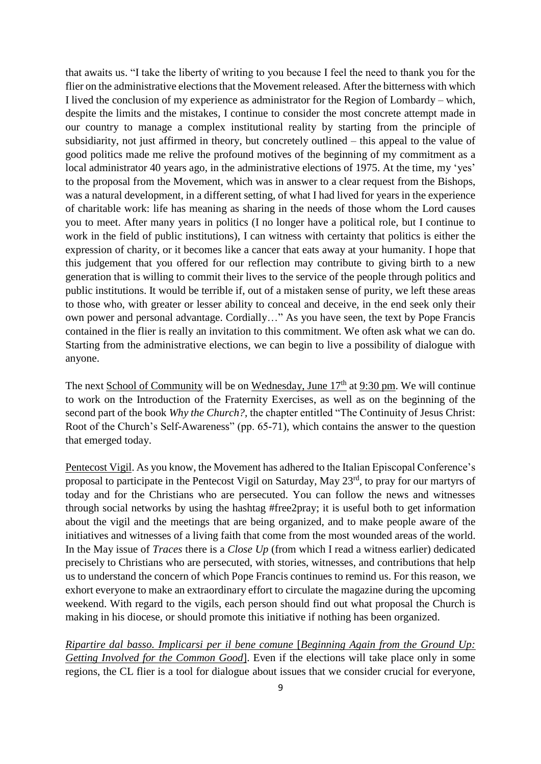that awaits us. "I take the liberty of writing to you because I feel the need to thank you for the flier on the administrative elections that the Movement released. After the bitterness with which I lived the conclusion of my experience as administrator for the Region of Lombardy – which, despite the limits and the mistakes, I continue to consider the most concrete attempt made in our country to manage a complex institutional reality by starting from the principle of subsidiarity, not just affirmed in theory, but concretely outlined – this appeal to the value of good politics made me relive the profound motives of the beginning of my commitment as a local administrator 40 years ago, in the administrative elections of 1975. At the time, my 'yes' to the proposal from the Movement, which was in answer to a clear request from the Bishops, was a natural development, in a different setting, of what I had lived for years in the experience of charitable work: life has meaning as sharing in the needs of those whom the Lord causes you to meet. After many years in politics (I no longer have a political role, but I continue to work in the field of public institutions), I can witness with certainty that politics is either the expression of charity, or it becomes like a cancer that eats away at your humanity. I hope that this judgement that you offered for our reflection may contribute to giving birth to a new generation that is willing to commit their lives to the service of the people through politics and public institutions. It would be terrible if, out of a mistaken sense of purity, we left these areas to those who, with greater or lesser ability to conceal and deceive, in the end seek only their own power and personal advantage. Cordially…" As you have seen, the text by Pope Francis contained in the flier is really an invitation to this commitment. We often ask what we can do. Starting from the administrative elections, we can begin to live a possibility of dialogue with anyone.

The next <u>School of Community</u> will be on <u>Wednesday, June 17th</u> at <u>9:30 pm</u>. We will continue to work on the Introduction of the Fraternity Exercises, as well as on the beginning of the second part of the book *Why the Church?*, the chapter entitled "The Continuity of Jesus Christ: Root of the Church's Self-Awareness" (pp. 65-71), which contains the answer to the question that emerged today.

<u>Pentecost Vigil</u>. As you know, the Movement has adhered to the Italian Episcopal Conference's proposal to participate in the Pentecost Vigil on Saturday, May 23rd, to pray for our martyrs of today and for the Christians who are persecuted. You can follow the news and witnesses through social networks by using the hashtag #free2pray; it is useful both to get information about the vigil and the meetings that are being organized, and to make people aware of the initiatives and witnesses of a living faith that come from the most wounded areas of the world. In the May issue of *Traces* there is a *Close Up* (from which I read a witness earlier) dedicated precisely to Christians who are persecuted, with stories, witnesses, and contributions that help us to understand the concern of which Pope Francis continues to remind us. For this reason, we exhort everyone to make an extraordinary effort to circulate the magazine during the upcoming weekend. With regard to the vigils, each person should find out what proposal the Church is making in his diocese, or should promote this initiative if nothing has been organized.

<u>*Ripartire dal basso. Implicarsi per il bene comune* [*Beginning Again from the Ground Up: Getting Involved for the Common Good*]</u>. Even if the elections will take place only in some regions, the CL flier is a tool for dialogue about issues that we consider crucial for everyone,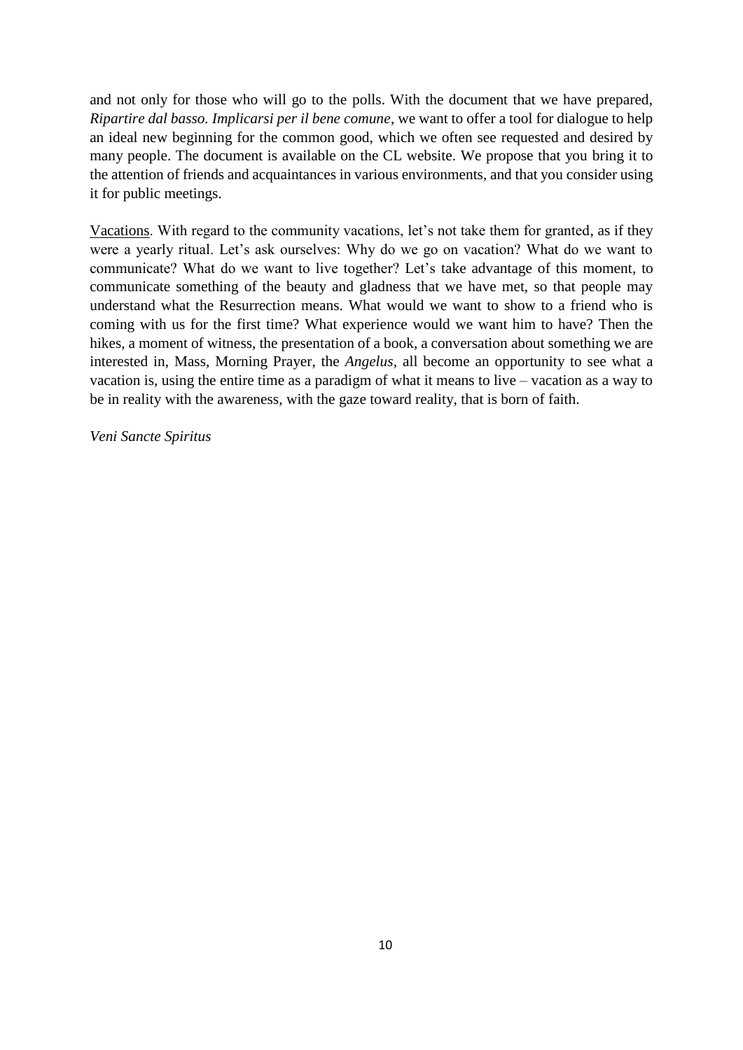and not only for those who will go to the polls. With the document that we have prepared, *Ripartire dal basso. Implicarsi per il bene comune*, we want to offer a tool for dialogue to help an ideal new beginning for the common good, which we often see requested and desired by many people. The document is available on the CL website. We propose that you bring it to the attention of friends and acquaintances in various environments, and that you consider using it for public meetings.

<u>Vacations</u>. With regard to the community vacations, let's not take them for granted, as if they were a yearly ritual. Let's ask ourselves: Why do we go on vacation? What do we want to communicate? What do we want to live together? Let's take advantage of this moment, to communicate something of the beauty and gladness that we have met, so that people may understand what the Resurrection means. What would we want to show to a friend who is coming with us for the first time? What experience would we want him to have? Then the hikes, a moment of witness, the presentation of a book, a conversation about something we are interested in, Mass, Morning Prayer, the *Angelus*, all become an opportunity to see what a vacation is, using the entire time as a paradigm of what it means to live – vacation as a way to be in reality with the awareness, with the gaze toward reality, that is born of faith.

*Veni Sancte Spiritus*